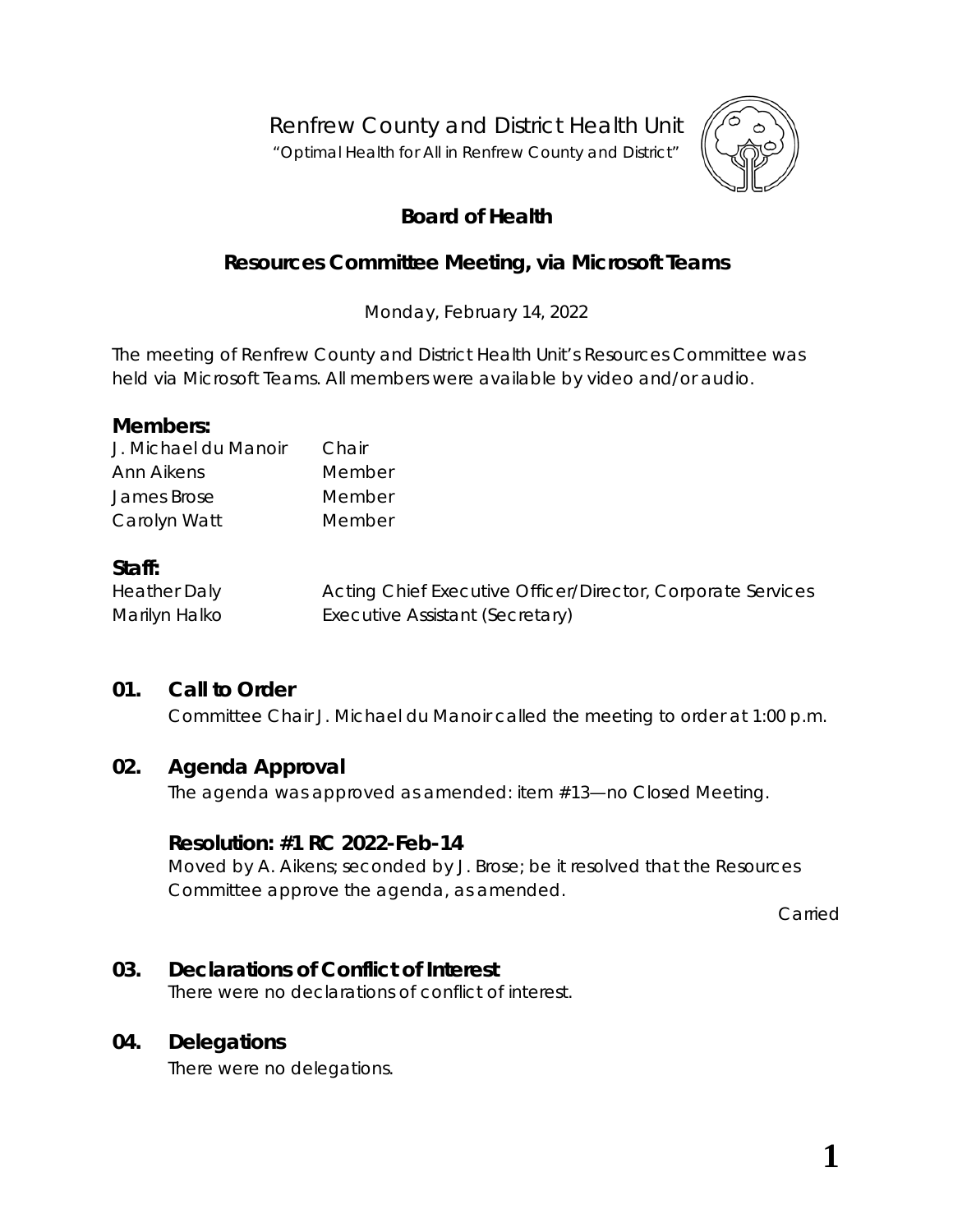Renfrew County and District Health Unit

"Optimal Health for All in Renfrew County and District"

# Board of Health

## Resources Committee Meeting, via Microsoft Teams

Monday, February 14, 2022

The meeting of Renfrew County and District Health Unit's Resources Committee was held via Microsoft Teams. All members were available by video and/or audio.

### Members:

| | |
|---|---|
| J. Michael du Manoir | Chair |
| Ann Aikens | Member |
| James Brose | Member |
| Carolyn Watt | Member |

### Staff:

| | |
|---|---|
| Heather Daly | Acting Chief Executive Officer/Director, Corporate Services |
| Marilyn Halko | Executive Assistant (Secretary) |

### 01. Call to Order

Committee Chair J. Michael du Manoir called the meeting to order at 1:00 p.m.

### 02. Agenda Approval

The agenda was approved as amended: item #13—no Closed Meeting.

**Resolution: #1 RC 2022-Feb-14**

Moved by A. Aikens; seconded by J. Brose; be it resolved that the Resources Committee approve the agenda, as amended.

Carried

### 03. Declarations of Conflict of Interest

There were no declarations of conflict of interest.

### 04. Delegations

There were no delegations.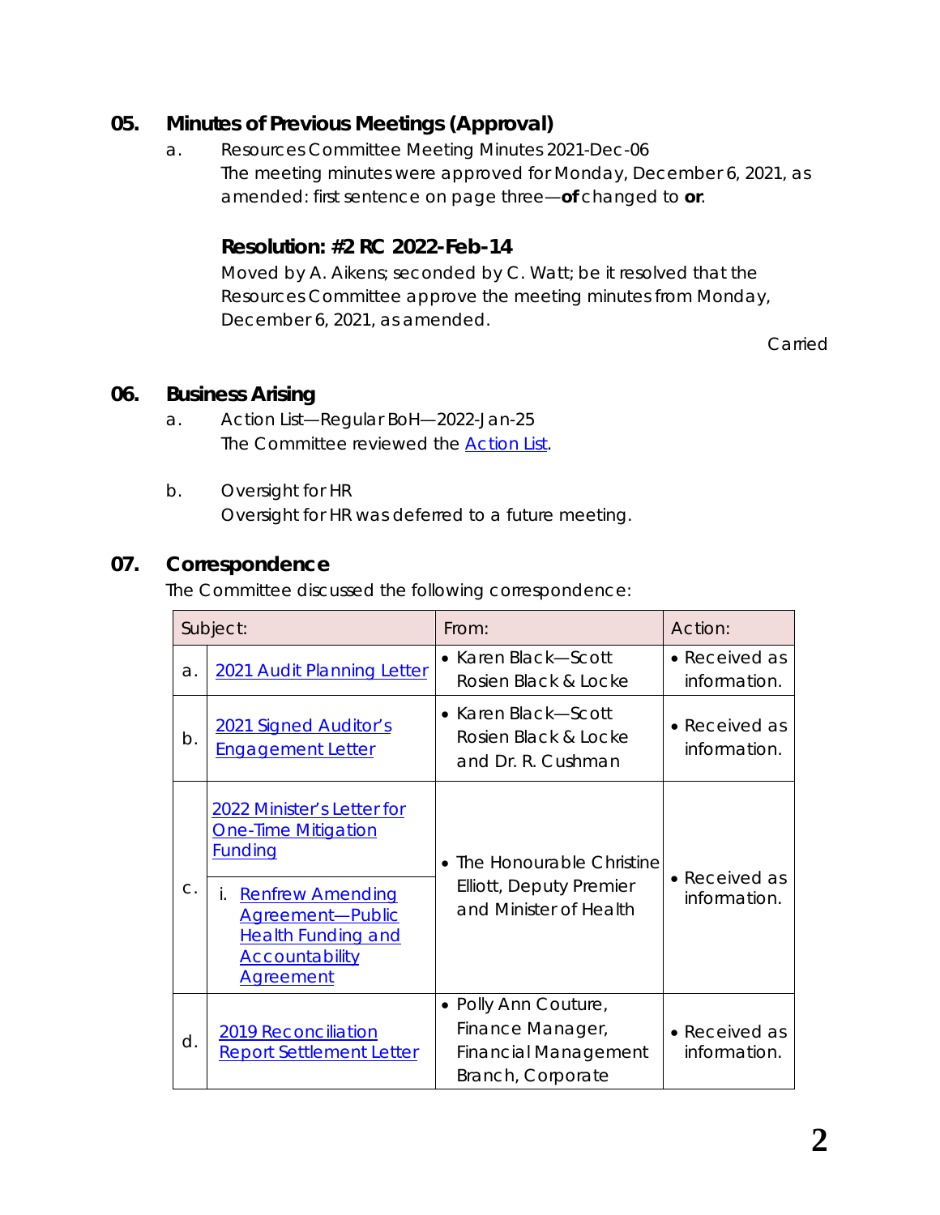## 05. Minutes of Previous Meetings (Approval)

a. Resources Committee Meeting Minutes 2021-Dec-06
The meeting minutes were approved for Monday, December 6, 2021, as amended: first sentence on page three—**of** changed to **or**.

### Resolution: #2 RC 2022-Feb-14

Moved by A. Aikens; seconded by C. Watt; be it resolved that the Resources Committee approve the meeting minutes from Monday, December 6, 2021, as amended.

Carried

## 06. Business Arising

a. Action List—Regular BoH—2022-Jan-25
The Committee reviewed the Action List.

b. Oversight for HR
Oversight for HR was deferred to a future meeting.

## 07. Correspondence

The Committee discussed the following correspondence:

| Subject: | | From: | Action: |
|---|---|---|---|
| a. | 2021 Audit Planning Letter | • Karen Black—Scott Rosien Black & Locke | • Received as information. |
| b. | 2021 Signed Auditor's Engagement Letter | • Karen Black—Scott Rosien Black & Locke and Dr. R. Cushman | • Received as information. |
| c. | 2022 Minister's Letter for One-Time Mitigation Funding<br>i. Renfrew Amending Agreement—Public Health Funding and Accountability Agreement | • The Honourable Christine Elliott, Deputy Premier and Minister of Health | • Received as information. |
| d. | 2019 Reconciliation Report Settlement Letter | • Polly Ann Couture, Finance Manager, Financial Management Branch, Corporate | • Received as information. |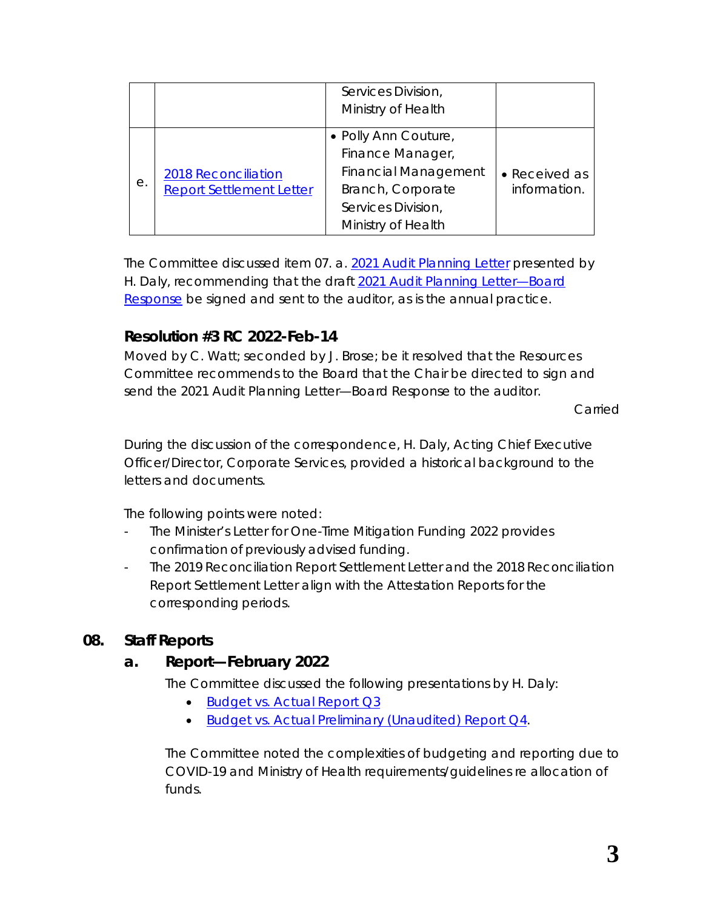| | | | |
|---|---|---|---|
| | | Services Division, Ministry of Health | |
| e. | 2018 Reconciliation Report Settlement Letter | • Polly Ann Couture, Finance Manager, Financial Management Branch, Corporate Services Division, Ministry of Health | • Received as information. |

The Committee discussed item 07. a. 2021 Audit Planning Letter presented by H. Daly, recommending that the draft 2021 Audit Planning Letter—Board Response be signed and sent to the auditor, as is the annual practice.

**Resolution #3 RC 2022-Feb-14**

Moved by C. Watt; seconded by J. Brose; be it resolved that the Resources Committee recommends to the Board that the Chair be directed to sign and send the 2021 Audit Planning Letter—Board Response to the auditor.

Carried

During the discussion of the correspondence, H. Daly, Acting Chief Executive Officer/Director, Corporate Services, provided a historical background to the letters and documents.

The following points were noted:

- The Minister's Letter for One-Time Mitigation Funding 2022 provides confirmation of previously advised funding.
- The 2019 Reconciliation Report Settlement Letter and the 2018 Reconciliation Report Settlement Letter align with the Attestation Reports for the corresponding periods.

## 08. Staff Reports

### a. Report—February 2022

The Committee discussed the following presentations by H. Daly:

- Budget vs. Actual Report Q3
- Budget vs. Actual Preliminary (Unaudited) Report Q4.

The Committee noted the complexities of budgeting and reporting due to COVID-19 and Ministry of Health requirements/guidelines re allocation of funds.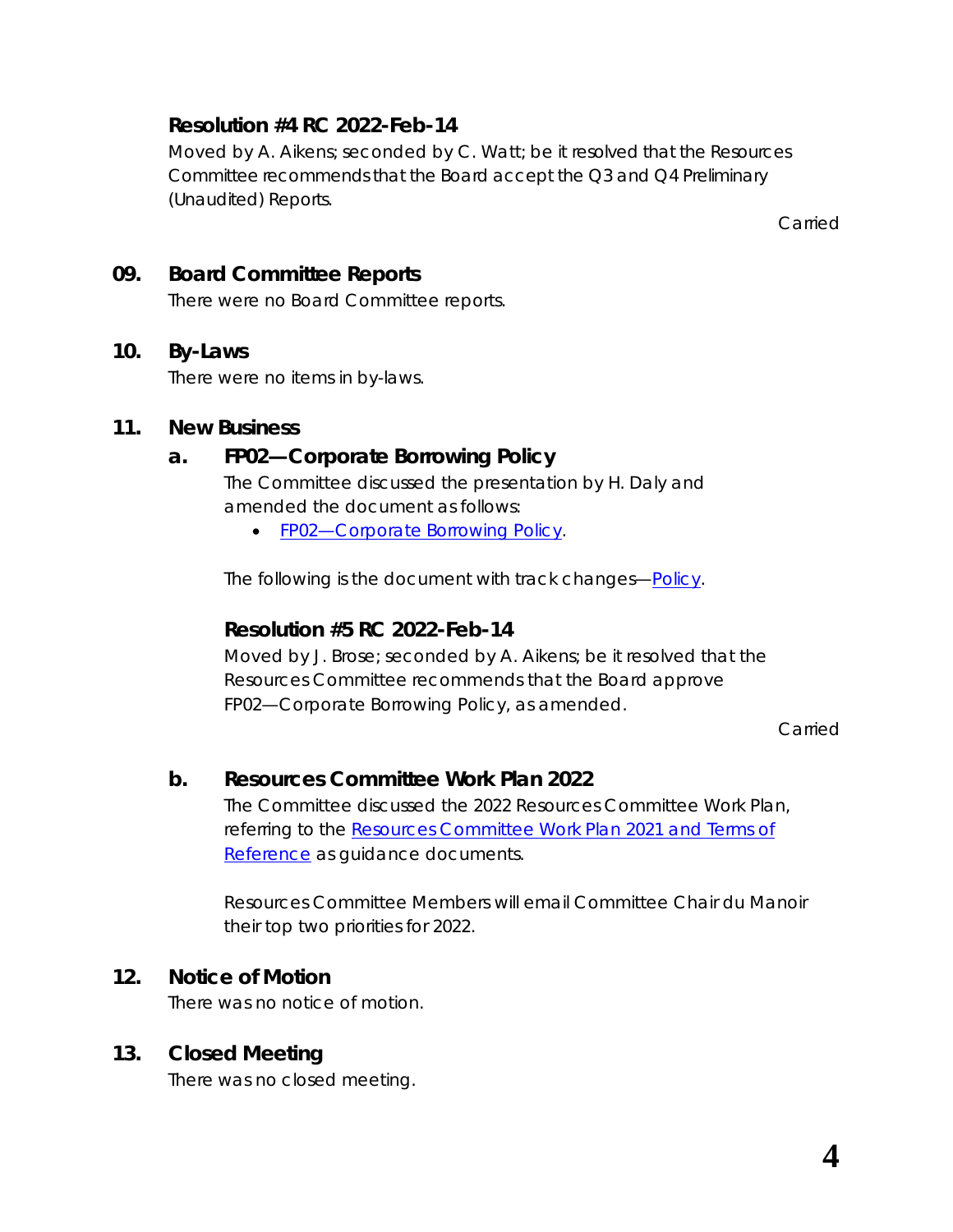### Resolution #4 RC 2022-Feb-14

Moved by A. Aikens; seconded by C. Watt; be it resolved that the Resources Committee recommends that the Board accept the Q3 and Q4 Preliminary (Unaudited) Reports.

Carried

## 09. Board Committee Reports

There were no Board Committee reports.

## 10. By-Laws

There were no items in by-laws.

## 11. New Business

### a. FP02—Corporate Borrowing Policy

The Committee discussed the presentation by H. Daly and amended the document as follows:

- FP02—Corporate Borrowing Policy.

The following is the document with track changes—Policy.

### Resolution #5 RC 2022-Feb-14

Moved by J. Brose; seconded by A. Aikens; be it resolved that the Resources Committee recommends that the Board approve FP02—Corporate Borrowing Policy, as amended.

Carried

### b. Resources Committee Work Plan 2022

The Committee discussed the 2022 Resources Committee Work Plan, referring to the Resources Committee Work Plan 2021 and Terms of Reference as guidance documents.

Resources Committee Members will email Committee Chair du Manoir their top two priorities for 2022.

## 12. Notice of Motion

There was no notice of motion.

## 13. Closed Meeting

There was no closed meeting.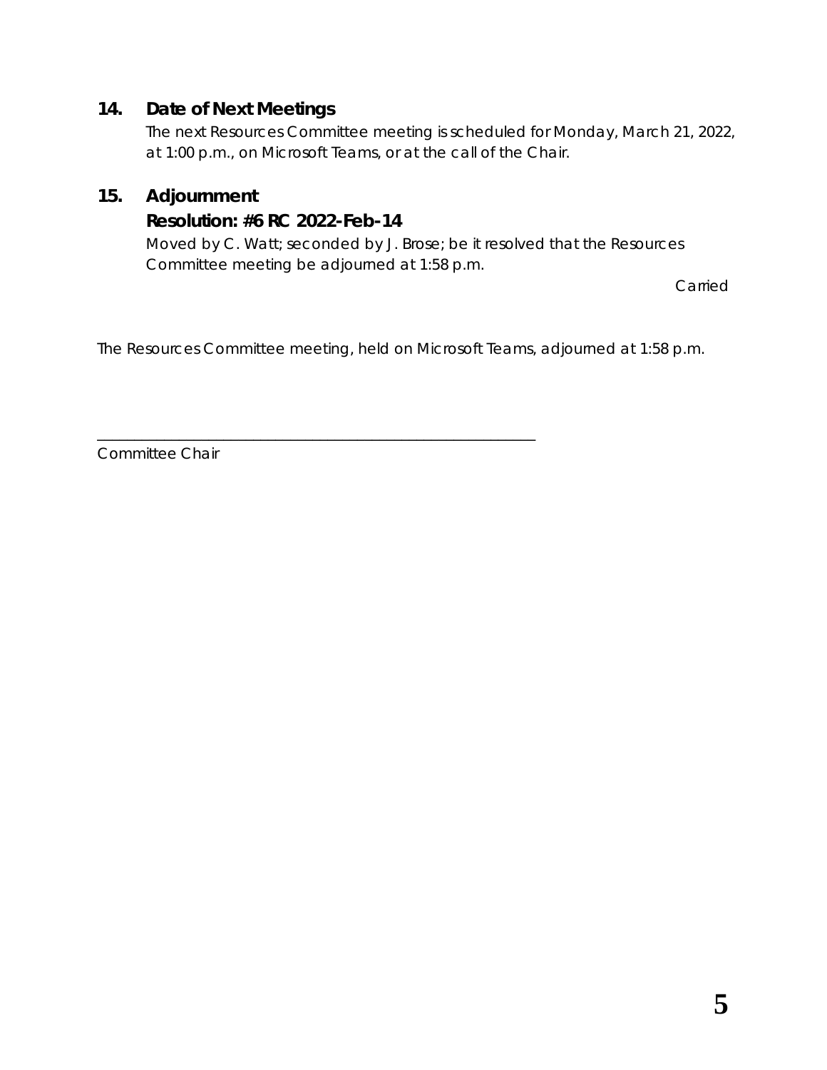## 14. Date of Next Meetings

The next Resources Committee meeting is scheduled for Monday, March 21, 2022, at 1:00 p.m., on Microsoft Teams, or at the call of the Chair.

## 15. Adjournment

### Resolution: #6 RC 2022-Feb-14

Moved by C. Watt; seconded by J. Brose; be it resolved that the Resources Committee meeting be adjourned at 1:58 p.m.

Carried

The Resources Committee meeting, held on Microsoft Teams, adjourned at 1:58 p.m.

\_\_\_\_\_\_\_\_\_\_\_\_\_\_\_\_\_\_\_\_\_\_\_\_\_\_\_\_\_\_\_\_\_\_\_\_\_\_\_\_\_\_\_\_\_\_\_\_\_\_\_\_\_\_

Committee Chair